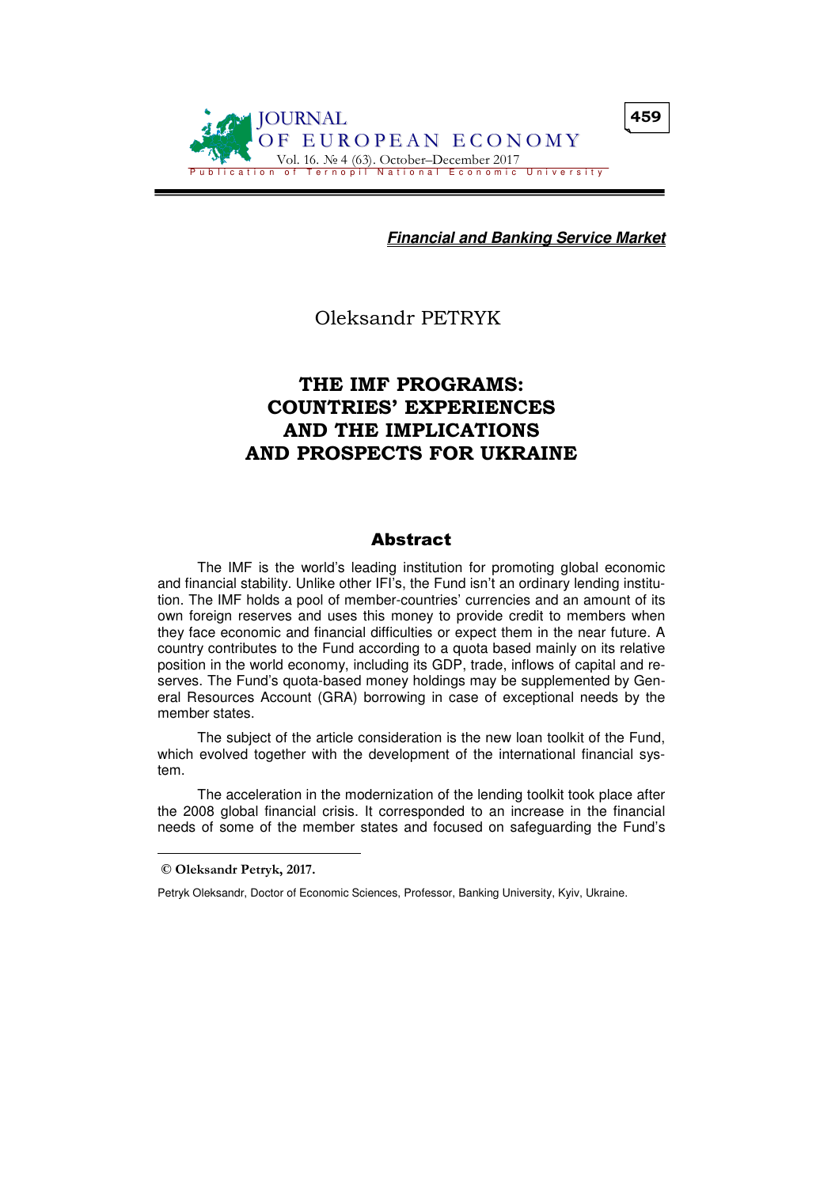*Financial and Banking Service Market*

Oleksandr PETRYK

# THE IMF PROGRAMS: COUNTRIES' EXPERIENCES AND THE IMPLICATIONS AND PROSPECTS FOR UKRAINE

## Abstract

The IMF is the world's leading institution for promoting global economic and financial stability. Unlike other IFI's, the Fund isn't an ordinary lending institution. The IMF holds a pool of member-countries' currencies and an amount of its own foreign reserves and uses this money to provide credit to members when they face economic and financial difficulties or expect them in the near future. A country contributes to the Fund according to a quota based mainly on its relative position in the world economy, including its GDP, trade, inflows of capital and reserves. The Fund's quota-based money holdings may be supplemented by General Resources Account (GRA) borrowing in case of exceptional needs by the member states.

The subject of the article consideration is the new loan toolkit of the Fund, which evolved together with the development of the international financial system.

The acceleration in the modernization of the lending toolkit took place after the 2008 global financial crisis. It corresponded to an increase in the financial needs of some of the member states and focused on safeguarding the Fund's

---

**© Oleksandr Petryk, 2017.**

Petryk Oleksandr, Doctor of Economic Sciences, Professor, Banking University, Kyiv, Ukraine.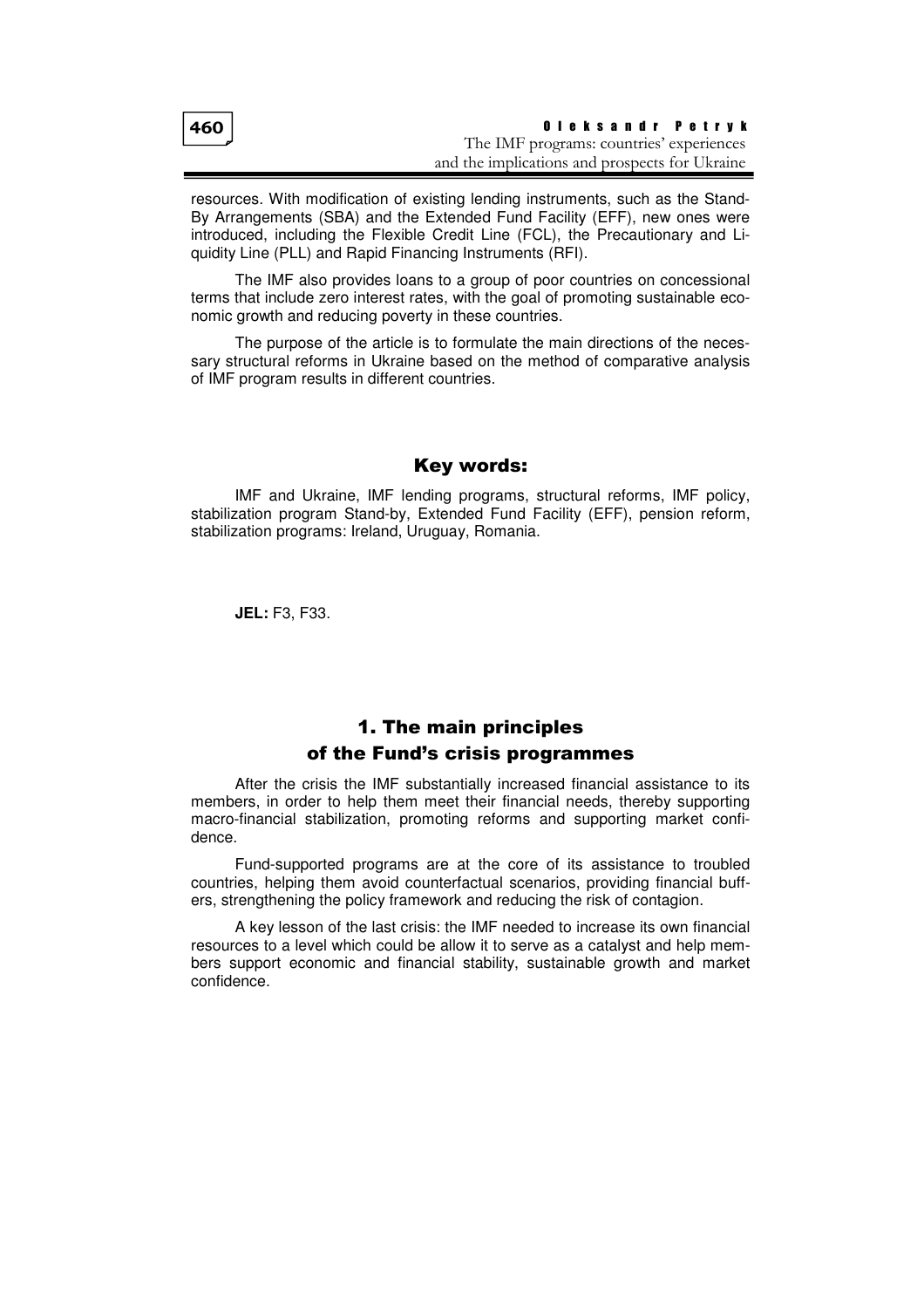resources. With modification of existing lending instruments, such as the Stand-By Arrangements (SBA) and the Extended Fund Facility (EFF), new ones were introduced, including the Flexible Credit Line (FCL), the Precautionary and Liquidity Line (PLL) and Rapid Financing Instruments (RFI).

The IMF also provides loans to a group of poor countries on concessional terms that include zero interest rates, with the goal of promoting sustainable economic growth and reducing poverty in these countries.

The purpose of the article is to formulate the main directions of the necessary structural reforms in Ukraine based on the method of comparative analysis of IMF program results in different countries.

## Key words:

IMF and Ukraine, IMF lending programs, structural reforms, IMF policy, stabilization program Stand-by, Extended Fund Facility (EFF), pension reform, stabilization programs: Ireland, Uruguay, Romania.

**JEL:** F3, F33.

## 1. The main principles of the Fund's crisis programmes

After the crisis the IMF substantially increased financial assistance to its members, in order to help them meet their financial needs, thereby supporting macro-financial stabilization, promoting reforms and supporting market confidence.

Fund-supported programs are at the core of its assistance to troubled countries, helping them avoid counterfactual scenarios, providing financial buffers, strengthening the policy framework and reducing the risk of contagion.

A key lesson of the last crisis: the IMF needed to increase its own financial resources to a level which could be allow it to serve as a catalyst and help members support economic and financial stability, sustainable growth and market confidence.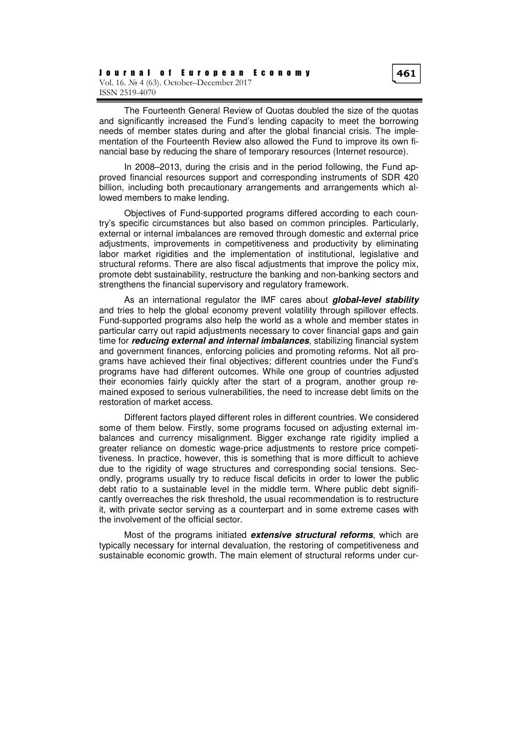The Fourteenth General Review of Quotas doubled the size of the quotas and significantly increased the Fund's lending capacity to meet the borrowing needs of member states during and after the global financial crisis. The implementation of the Fourteenth Review also allowed the Fund to improve its own financial base by reducing the share of temporary resources (Internet resource).

In 2008–2013, during the crisis and in the period following, the Fund approved financial resources support and corresponding instruments of SDR 420 billion, including both precautionary arrangements and arrangements which allowed members to make lending.

Objectives of Fund-supported programs differed according to each country's specific circumstances but also based on common principles. Particularly, external or internal imbalances are removed through domestic and external price adjustments, improvements in competitiveness and productivity by eliminating labor market rigidities and the implementation of institutional, legislative and structural reforms. There are also fiscal adjustments that improve the policy mix, promote debt sustainability, restructure the banking and non-banking sectors and strengthens the financial supervisory and regulatory framework.

As an international regulator the IMF cares about ***global-level stability*** and tries to help the global economy prevent volatility through spillover effects. Fund-supported programs also help the world as a whole and member states in particular carry out rapid adjustments necessary to cover financial gaps and gain time for ***reducing external and internal imbalances***, stabilizing financial system and government finances, enforcing policies and promoting reforms. Not all programs have achieved their final objectives; different countries under the Fund's programs have had different outcomes. While one group of countries adjusted their economies fairly quickly after the start of a program, another group remained exposed to serious vulnerabilities, the need to increase debt limits on the restoration of market access.

Different factors played different roles in different countries. We considered some of them below. Firstly, some programs focused on adjusting external imbalances and currency misalignment. Bigger exchange rate rigidity implied a greater reliance on domestic wage-price adjustments to restore price competitiveness. In practice, however, this is something that is more difficult to achieve due to the rigidity of wage structures and corresponding social tensions. Secondly, programs usually try to reduce fiscal deficits in order to lower the public debt ratio to a sustainable level in the middle term. Where public debt significantly overreaches the risk threshold, the usual recommendation is to restructure it, with private sector serving as a counterpart and in some extreme cases with the involvement of the official sector.

Most of the programs initiated ***extensive structural reforms***, which are typically necessary for internal devaluation, the restoring of competitiveness and sustainable economic growth. The main element of structural reforms under cur-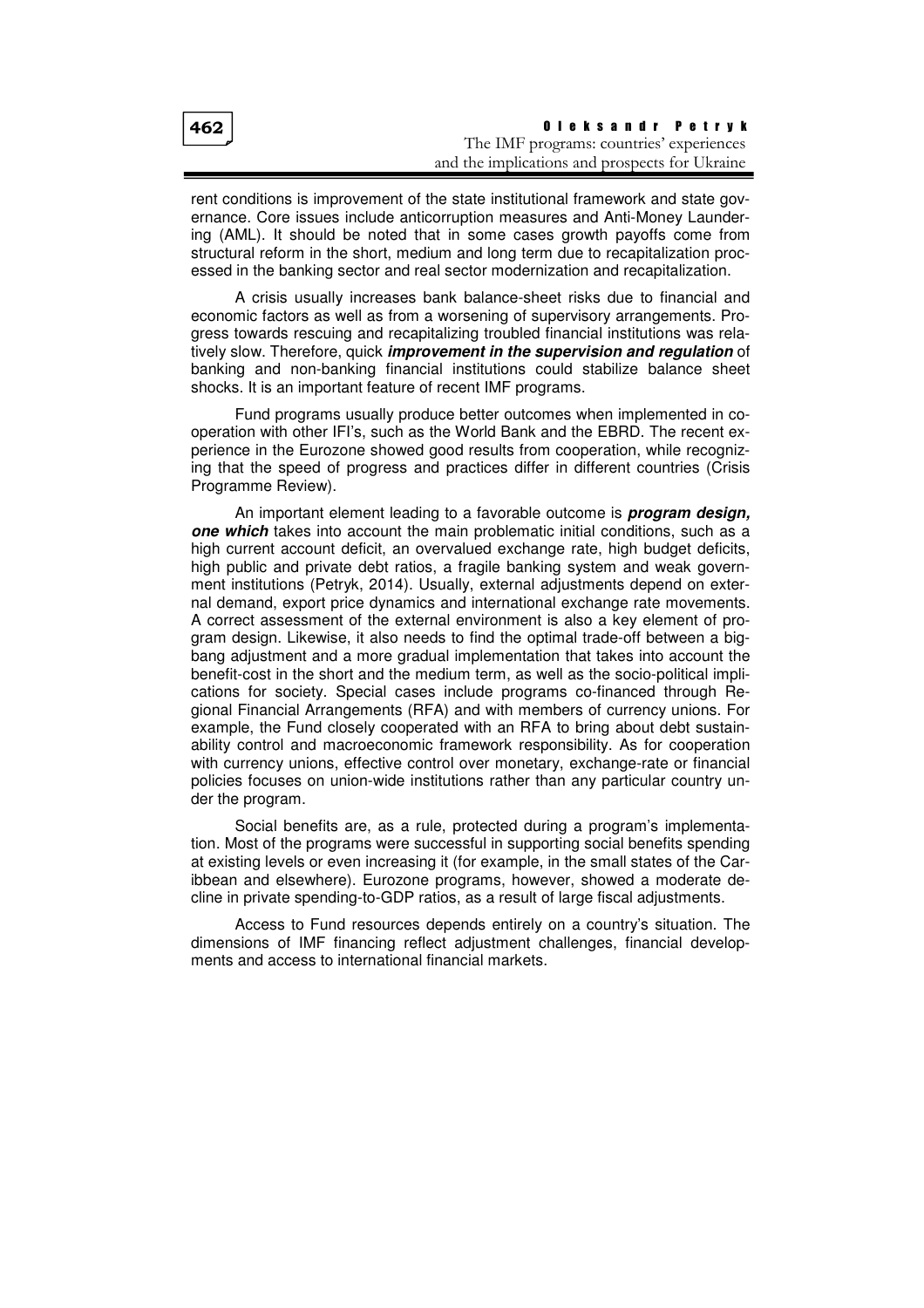rent conditions is improvement of the state institutional framework and state governance. Core issues include anticorruption measures and Anti-Money Laundering (AML). It should be noted that in some cases growth payoffs come from structural reform in the short, medium and long term due to recapitalization processed in the banking sector and real sector modernization and recapitalization.

A crisis usually increases bank balance-sheet risks due to financial and economic factors as well as from a worsening of supervisory arrangements. Progress towards rescuing and recapitalizing troubled financial institutions was relatively slow. Therefore, quick ***improvement in the supervision and regulation*** of banking and non-banking financial institutions could stabilize balance sheet shocks. It is an important feature of recent IMF programs.

Fund programs usually produce better outcomes when implemented in cooperation with other IFI's, such as the World Bank and the EBRD. The recent experience in the Eurozone showed good results from cooperation, while recognizing that the speed of progress and practices differ in different countries (Crisis Programme Review).

An important element leading to a favorable outcome is ***program design, one which*** takes into account the main problematic initial conditions, such as a high current account deficit, an overvalued exchange rate, high budget deficits, high public and private debt ratios, a fragile banking system and weak government institutions (Petryk, 2014). Usually, external adjustments depend on external demand, export price dynamics and international exchange rate movements. A correct assessment of the external environment is also a key element of program design. Likewise, it also needs to find the optimal trade-off between a big-bang adjustment and a more gradual implementation that takes into account the benefit-cost in the short and the medium term, as well as the socio-political implications for society. Special cases include programs co-financed through Regional Financial Arrangements (RFA) and with members of currency unions. For example, the Fund closely cooperated with an RFA to bring about debt sustainability control and macroeconomic framework responsibility. As for cooperation with currency unions, effective control over monetary, exchange-rate or financial policies focuses on union-wide institutions rather than any particular country under the program.

Social benefits are, as a rule, protected during a program's implementation. Most of the programs were successful in supporting social benefits spending at existing levels or even increasing it (for example, in the small states of the Caribbean and elsewhere). Eurozone programs, however, showed a moderate decline in private spending-to-GDP ratios, as a result of large fiscal adjustments.

Access to Fund resources depends entirely on a country's situation. The dimensions of IMF financing reflect adjustment challenges, financial developments and access to international financial markets.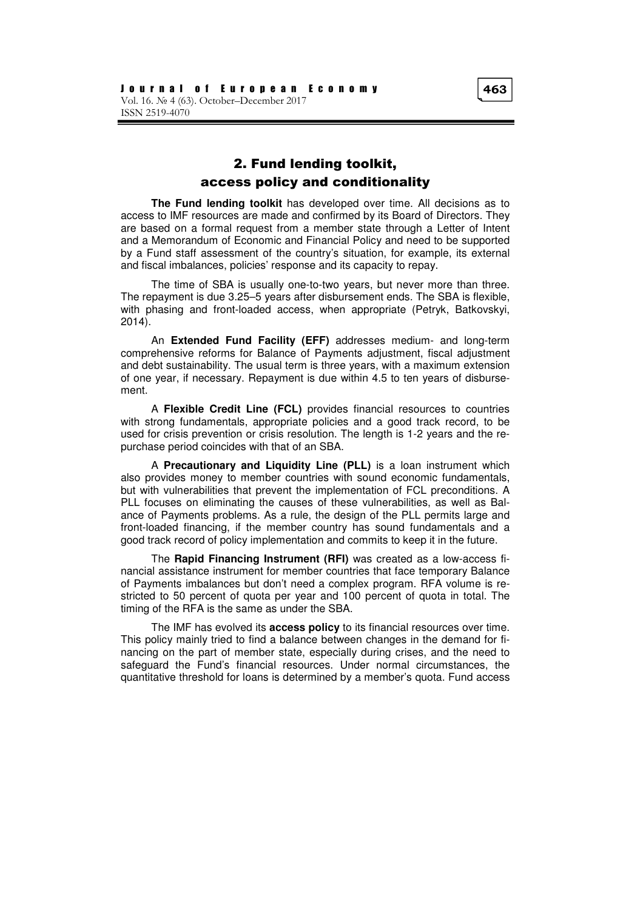## 2. Fund lending toolkit, access policy and conditionality

**The Fund lending toolkit** has developed over time. All decisions as to access to IMF resources are made and confirmed by its Board of Directors. They are based on a formal request from a member state through a Letter of Intent and a Memorandum of Economic and Financial Policy and need to be supported by a Fund staff assessment of the country's situation, for example, its external and fiscal imbalances, policies' response and its capacity to repay.

The time of SBA is usually one-to-two years, but never more than three. The repayment is due 3.25–5 years after disbursement ends. The SBA is flexible, with phasing and front-loaded access, when appropriate (Petryk, Batkovskyi, 2014).

An **Extended Fund Facility (EFF)** addresses medium- and long-term comprehensive reforms for Balance of Payments adjustment, fiscal adjustment and debt sustainability. The usual term is three years, with a maximum extension of one year, if necessary. Repayment is due within 4.5 to ten years of disbursement.

A **Flexible Credit Line (FCL)** provides financial resources to countries with strong fundamentals, appropriate policies and a good track record, to be used for crisis prevention or crisis resolution. The length is 1-2 years and the repurchase period coincides with that of an SBA.

A **Precautionary and Liquidity Line (PLL)** is a loan instrument which also provides money to member countries with sound economic fundamentals, but with vulnerabilities that prevent the implementation of FCL preconditions. A PLL focuses on eliminating the causes of these vulnerabilities, as well as Balance of Payments problems. As a rule, the design of the PLL permits large and front-loaded financing, if the member country has sound fundamentals and a good track record of policy implementation and commits to keep it in the future.

The **Rapid Financing Instrument (RFI)** was created as a low-access financial assistance instrument for member countries that face temporary Balance of Payments imbalances but don't need a complex program. RFA volume is restricted to 50 percent of quota per year and 100 percent of quota in total. The timing of the RFA is the same as under the SBA.

The IMF has evolved its **access policy** to its financial resources over time. This policy mainly tried to find a balance between changes in the demand for financing on the part of member state, especially during crises, and the need to safeguard the Fund's financial resources. Under normal circumstances, the quantitative threshold for loans is determined by a member's quota. Fund access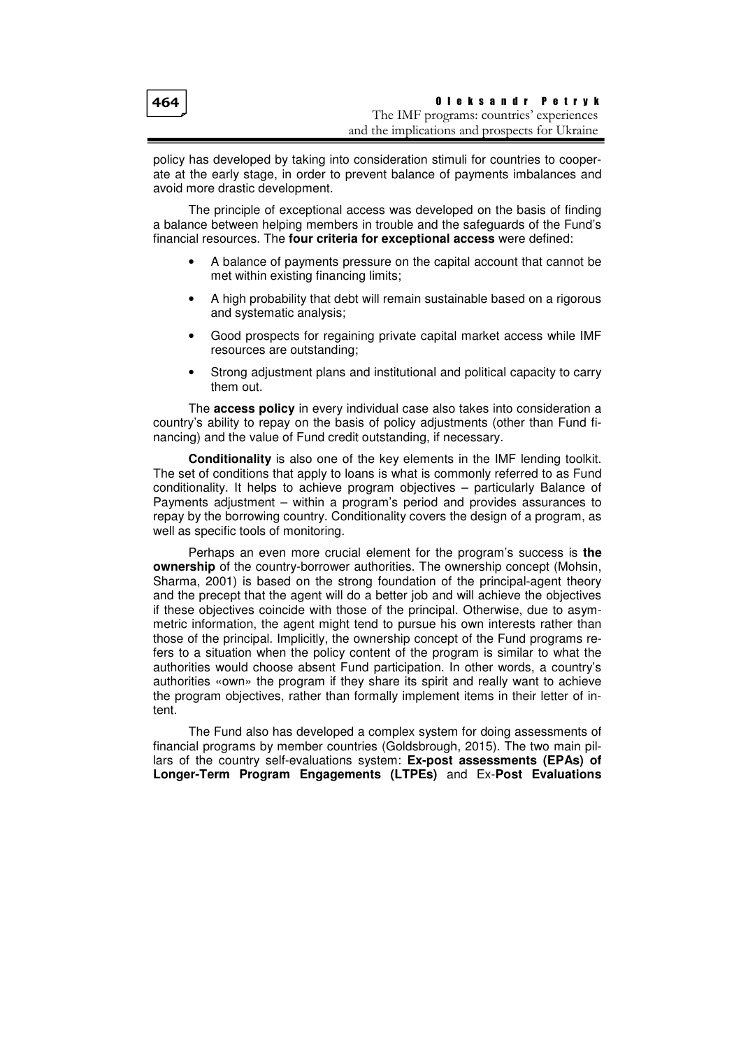policy has developed by taking into consideration stimuli for countries to cooperate at the early stage, in order to prevent balance of payments imbalances and avoid more drastic development.

The principle of exceptional access was developed on the basis of finding a balance between helping members in trouble and the safeguards of the Fund's financial resources. The **four criteria for exceptional access** were defined:

- A balance of payments pressure on the capital account that cannot be met within existing financing limits;
- A high probability that debt will remain sustainable based on a rigorous and systematic analysis;
- Good prospects for regaining private capital market access while IMF resources are outstanding;
- Strong adjustment plans and institutional and political capacity to carry them out.

The **access policy** in every individual case also takes into consideration a country's ability to repay on the basis of policy adjustments (other than Fund financing) and the value of Fund credit outstanding, if necessary.

**Conditionality** is also one of the key elements in the IMF lending toolkit. The set of conditions that apply to loans is what is commonly referred to as Fund conditionality. It helps to achieve program objectives – particularly Balance of Payments adjustment – within a program's period and provides assurances to repay by the borrowing country. Conditionality covers the design of a program, as well as specific tools of monitoring.

Perhaps an even more crucial element for the program's success is **the ownership** of the country-borrower authorities. The ownership concept (Mohsin, Sharma, 2001) is based on the strong foundation of the principal-agent theory and the precept that the agent will do a better job and will achieve the objectives if these objectives coincide with those of the principal. Otherwise, due to asymmetric information, the agent might tend to pursue his own interests rather than those of the principal. Implicitly, the ownership concept of the Fund programs refers to a situation when the policy content of the program is similar to what the authorities would choose absent Fund participation. In other words, a country's authorities «own» the program if they share its spirit and really want to achieve the program objectives, rather than formally implement items in their letter of intent.

The Fund also has developed a complex system for doing assessments of financial programs by member countries (Goldsbrough, 2015). The two main pillars of the country self-evaluations system: **Ex-post assessments (EPAs) of Longer-Term Program Engagements (LTPEs)** and Ex-**Post Evaluations**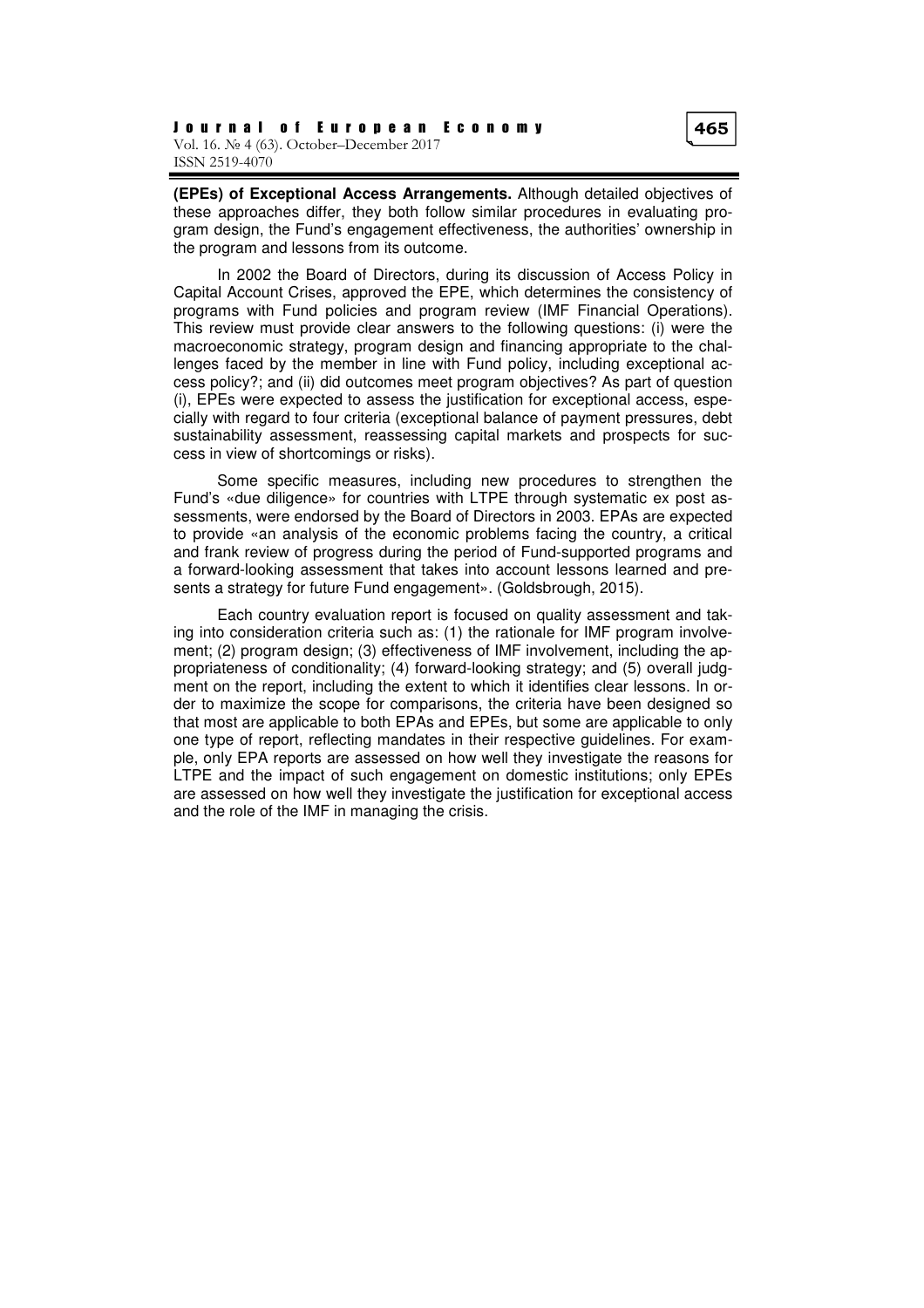**(EPEs) of Exceptional Access Arrangements.** Although detailed objectives of these approaches differ, they both follow similar procedures in evaluating program design, the Fund's engagement effectiveness, the authorities' ownership in the program and lessons from its outcome.

In 2002 the Board of Directors, during its discussion of Access Policy in Capital Account Crises, approved the EPE, which determines the consistency of programs with Fund policies and program review (IMF Financial Operations). This review must provide clear answers to the following questions: (i) were the macroeconomic strategy, program design and financing appropriate to the challenges faced by the member in line with Fund policy, including exceptional access policy?; and (ii) did outcomes meet program objectives? As part of question (i), EPEs were expected to assess the justification for exceptional access, especially with regard to four criteria (exceptional balance of payment pressures, debt sustainability assessment, reassessing capital markets and prospects for success in view of shortcomings or risks).

Some specific measures, including new procedures to strengthen the Fund's «due diligence» for countries with LTPE through systematic ex post assessments, were endorsed by the Board of Directors in 2003. EPAs are expected to provide «an analysis of the economic problems facing the country, a critical and frank review of progress during the period of Fund-supported programs and a forward-looking assessment that takes into account lessons learned and presents a strategy for future Fund engagement». (Goldsbrough, 2015).

Each country evaluation report is focused on quality assessment and taking into consideration criteria such as: (1) the rationale for IMF program involvement; (2) program design; (3) effectiveness of IMF involvement, including the appropriateness of conditionality; (4) forward-looking strategy; and (5) overall judgment on the report, including the extent to which it identifies clear lessons. In order to maximize the scope for comparisons, the criteria have been designed so that most are applicable to both EPAs and EPEs, but some are applicable to only one type of report, reflecting mandates in their respective guidelines. For example, only EPA reports are assessed on how well they investigate the reasons for LTPE and the impact of such engagement on domestic institutions; only EPEs are assessed on how well they investigate the justification for exceptional access and the role of the IMF in managing the crisis.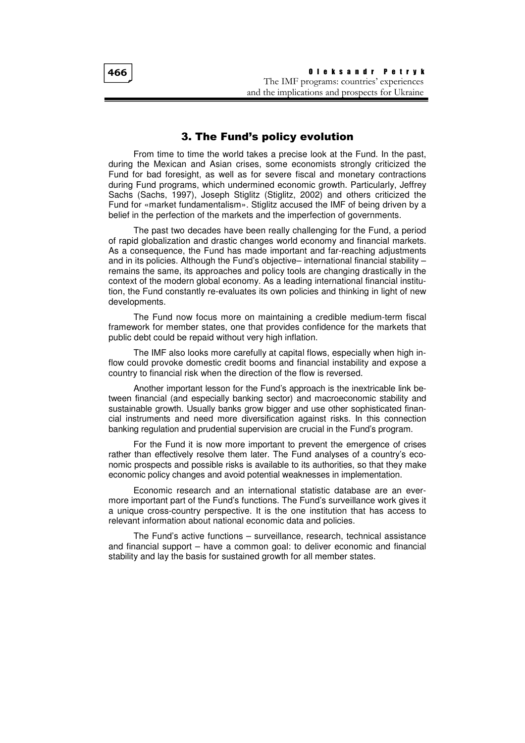## 3. The Fund's policy evolution

From time to time the world takes a precise look at the Fund. In the past, during the Mexican and Asian crises, some economists strongly criticized the Fund for bad foresight, as well as for severe fiscal and monetary contractions during Fund programs, which undermined economic growth. Particularly, Jeffrey Sachs (Sachs, 1997), Joseph Stiglitz (Stiglitz, 2002) and others criticized the Fund for «market fundamentalism». Stiglitz accused the IMF of being driven by a belief in the perfection of the markets and the imperfection of governments.

The past two decades have been really challenging for the Fund, a period of rapid globalization and drastic changes world economy and financial markets. As a consequence, the Fund has made important and far-reaching adjustments and in its policies. Although the Fund's objective– international financial stability – remains the same, its approaches and policy tools are changing drastically in the context of the modern global economy. As a leading international financial institution, the Fund constantly re-evaluates its own policies and thinking in light of new developments.

The Fund now focus more on maintaining a credible medium-term fiscal framework for member states, one that provides confidence for the markets that public debt could be repaid without very high inflation.

The IMF also looks more carefully at capital flows, especially when high inflow could provoke domestic credit booms and financial instability and expose a country to financial risk when the direction of the flow is reversed.

Another important lesson for the Fund's approach is the inextricable link between financial (and especially banking sector) and macroeconomic stability and sustainable growth. Usually banks grow bigger and use other sophisticated financial instruments and need more diversification against risks. In this connection banking regulation and prudential supervision are crucial in the Fund's program.

For the Fund it is now more important to prevent the emergence of crises rather than effectively resolve them later. The Fund analyses of a country's economic prospects and possible risks is available to its authorities, so that they make economic policy changes and avoid potential weaknesses in implementation.

Economic research and an international statistic database are an evermore important part of the Fund's functions. The Fund's surveillance work gives it a unique cross-country perspective. It is the one institution that has access to relevant information about national economic data and policies.

The Fund's active functions – surveillance, research, technical assistance and financial support – have a common goal: to deliver economic and financial stability and lay the basis for sustained growth for all member states.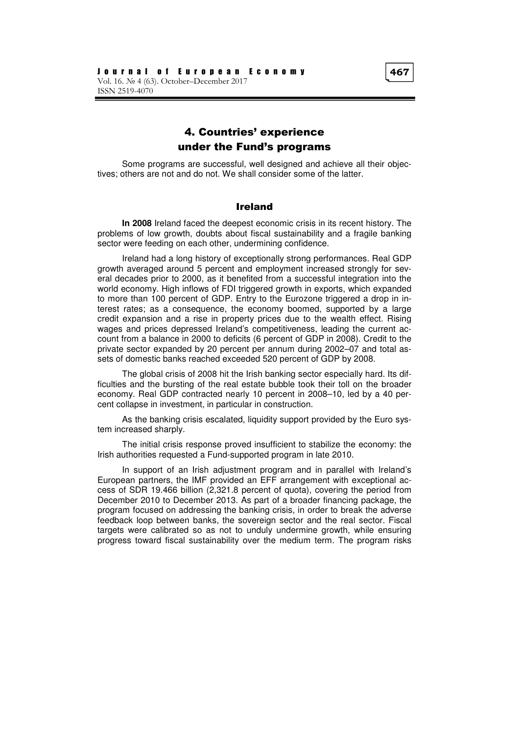## 4. Countries' experience under the Fund's programs

Some programs are successful, well designed and achieve all their objectives; others are not and do not. We shall consider some of the latter.

### Ireland

**In 2008** Ireland faced the deepest economic crisis in its recent history. The problems of low growth, doubts about fiscal sustainability and a fragile banking sector were feeding on each other, undermining confidence.

Ireland had a long history of exceptionally strong performances. Real GDP growth averaged around 5 percent and employment increased strongly for several decades prior to 2000, as it benefited from a successful integration into the world economy. High inflows of FDI triggered growth in exports, which expanded to more than 100 percent of GDP. Entry to the Eurozone triggered a drop in interest rates; as a consequence, the economy boomed, supported by a large credit expansion and a rise in property prices due to the wealth effect. Rising wages and prices depressed Ireland's competitiveness, leading the current account from a balance in 2000 to deficits (6 percent of GDP in 2008). Credit to the private sector expanded by 20 percent per annum during 2002–07 and total assets of domestic banks reached exceeded 520 percent of GDP by 2008.

The global crisis of 2008 hit the Irish banking sector especially hard. Its difficulties and the bursting of the real estate bubble took their toll on the broader economy. Real GDP contracted nearly 10 percent in 2008–10, led by a 40 percent collapse in investment, in particular in construction.

As the banking crisis escalated, liquidity support provided by the Euro system increased sharply.

The initial crisis response proved insufficient to stabilize the economy: the Irish authorities requested a Fund-supported program in late 2010.

In support of an Irish adjustment program and in parallel with Ireland's European partners, the IMF provided an EFF arrangement with exceptional access of SDR 19.466 billion (2,321.8 percent of quota), covering the period from December 2010 to December 2013. As part of a broader financing package, the program focused on addressing the banking crisis, in order to break the adverse feedback loop between banks, the sovereign sector and the real sector. Fiscal targets were calibrated so as not to unduly undermine growth, while ensuring progress toward fiscal sustainability over the medium term. The program risks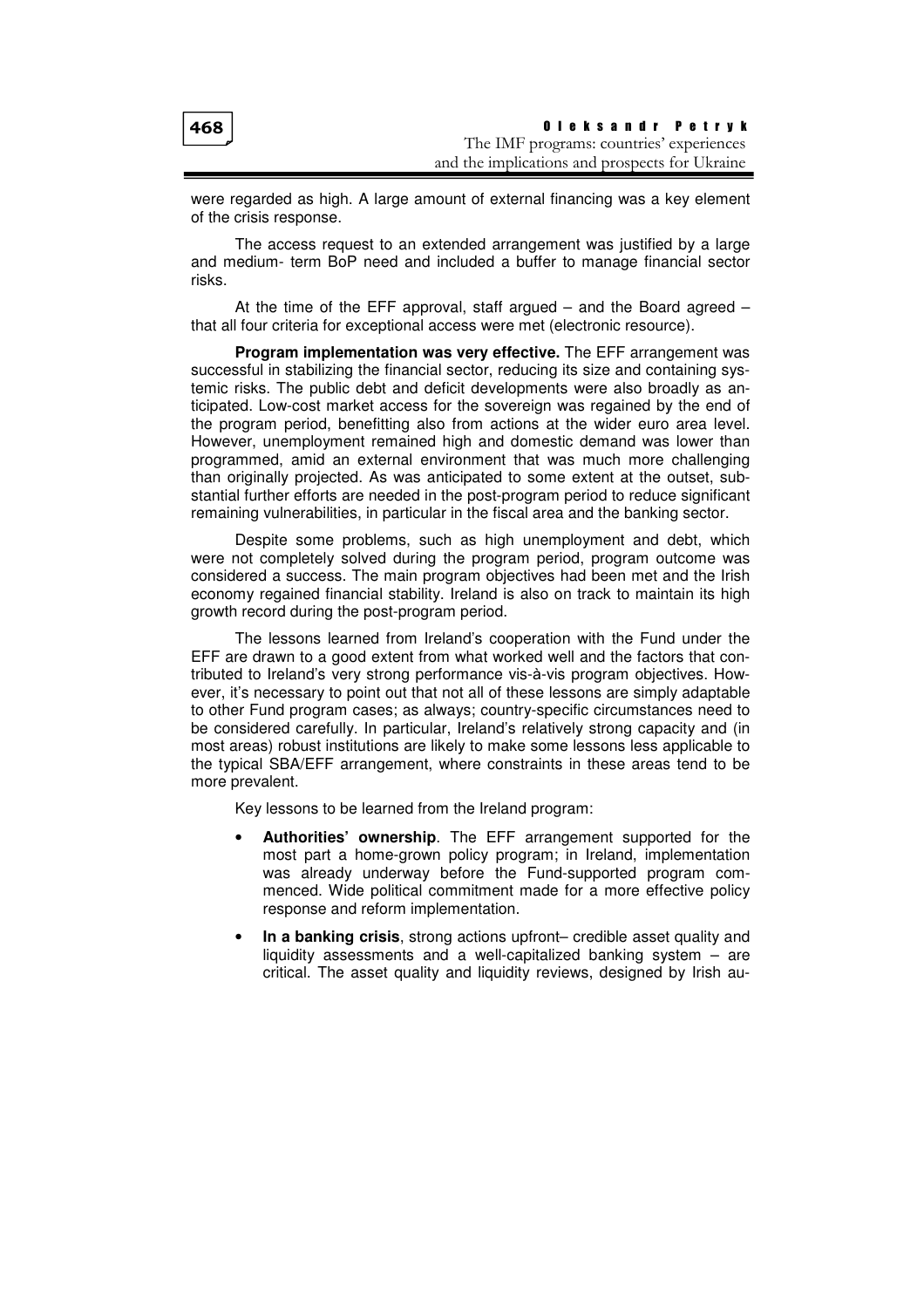were regarded as high. A large amount of external financing was a key element of the crisis response.

The access request to an extended arrangement was justified by a large and medium- term BoP need and included a buffer to manage financial sector risks.

At the time of the EFF approval, staff argued – and the Board agreed – that all four criteria for exceptional access were met (electronic resource).

**Program implementation was very effective.** The EFF arrangement was successful in stabilizing the financial sector, reducing its size and containing systemic risks. The public debt and deficit developments were also broadly as anticipated. Low-cost market access for the sovereign was regained by the end of the program period, benefitting also from actions at the wider euro area level. However, unemployment remained high and domestic demand was lower than programmed, amid an external environment that was much more challenging than originally projected. As was anticipated to some extent at the outset, substantial further efforts are needed in the post-program period to reduce significant remaining vulnerabilities, in particular in the fiscal area and the banking sector.

Despite some problems, such as high unemployment and debt, which were not completely solved during the program period, program outcome was considered a success. The main program objectives had been met and the Irish economy regained financial stability. Ireland is also on track to maintain its high growth record during the post-program period.

The lessons learned from Ireland's cooperation with the Fund under the EFF are drawn to a good extent from what worked well and the factors that contributed to Ireland's very strong performance vis-à-vis program objectives. However, it's necessary to point out that not all of these lessons are simply adaptable to other Fund program cases; as always; country-specific circumstances need to be considered carefully. In particular, Ireland's relatively strong capacity and (in most areas) robust institutions are likely to make some lessons less applicable to the typical SBA/EFF arrangement, where constraints in these areas tend to be more prevalent.

Key lessons to be learned from the Ireland program:

- **Authorities' ownership**. The EFF arrangement supported for the most part a home-grown policy program; in Ireland, implementation was already underway before the Fund-supported program commenced. Wide political commitment made for a more effective policy response and reform implementation.
- **In a banking crisis**, strong actions upfront– credible asset quality and liquidity assessments and a well-capitalized banking system – are critical. The asset quality and liquidity reviews, designed by Irish au-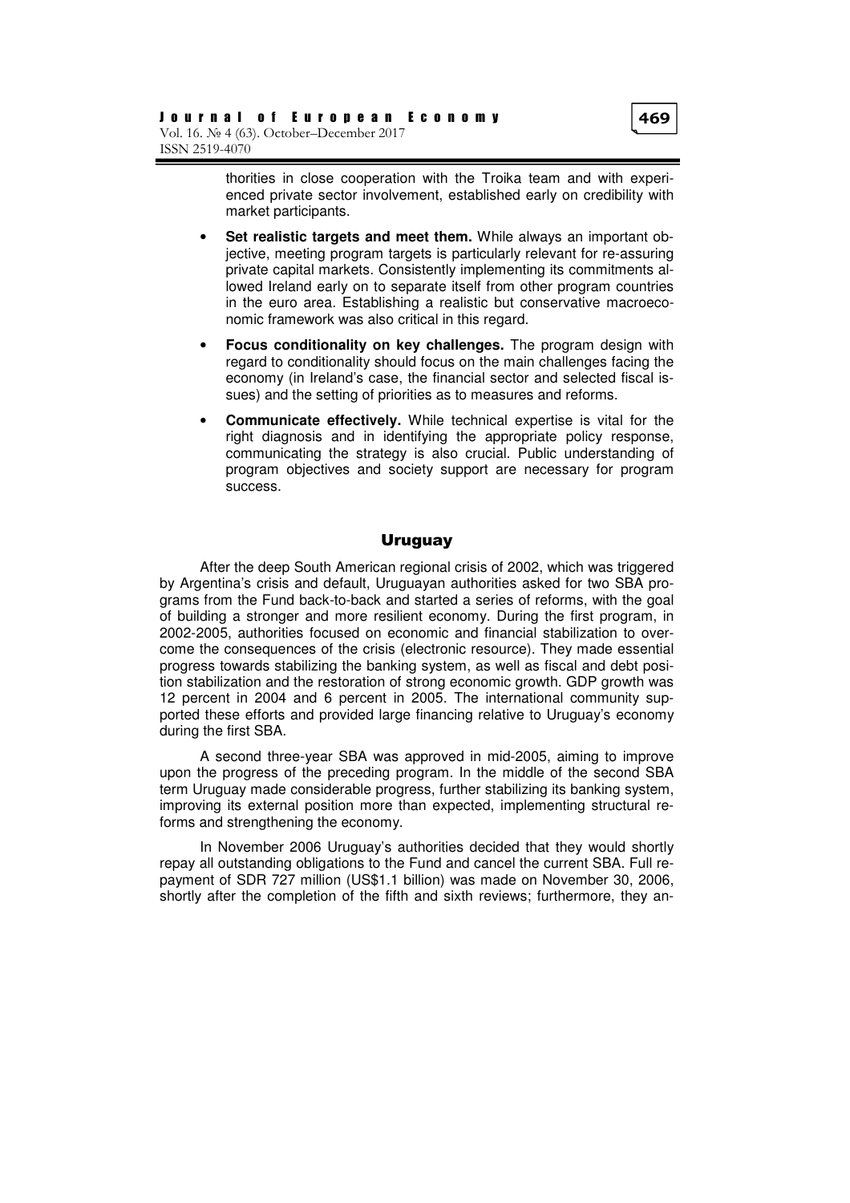thorities in close cooperation with the Troika team and with experienced private sector involvement, established early on credibility with market participants.

- **Set realistic targets and meet them.** While always an important objective, meeting program targets is particularly relevant for re-assuring private capital markets. Consistently implementing its commitments allowed Ireland early on to separate itself from other program countries in the euro area. Establishing a realistic but conservative macroeconomic framework was also critical in this regard.
- **Focus conditionality on key challenges.** The program design with regard to conditionality should focus on the main challenges facing the economy (in Ireland's case, the financial sector and selected fiscal issues) and the setting of priorities as to measures and reforms.
- **Communicate effectively.** While technical expertise is vital for the right diagnosis and in identifying the appropriate policy response, communicating the strategy is also crucial. Public understanding of program objectives and society support are necessary for program success.

## Uruguay

After the deep South American regional crisis of 2002, which was triggered by Argentina's crisis and default, Uruguayan authorities asked for two SBA programs from the Fund back-to-back and started a series of reforms, with the goal of building a stronger and more resilient economy. During the first program, in 2002-2005, authorities focused on economic and financial stabilization to overcome the consequences of the crisis (electronic resource). They made essential progress towards stabilizing the banking system, as well as fiscal and debt position stabilization and the restoration of strong economic growth. GDP growth was 12 percent in 2004 and 6 percent in 2005. The international community supported these efforts and provided large financing relative to Uruguay's economy during the first SBA.

A second three-year SBA was approved in mid-2005, aiming to improve upon the progress of the preceding program. In the middle of the second SBA term Uruguay made considerable progress, further stabilizing its banking system, improving its external position more than expected, implementing structural reforms and strengthening the economy.

In November 2006 Uruguay's authorities decided that they would shortly repay all outstanding obligations to the Fund and cancel the current SBA. Full repayment of SDR 727 million (US$1.1 billion) was made on November 30, 2006, shortly after the completion of the fifth and sixth reviews; furthermore, they an-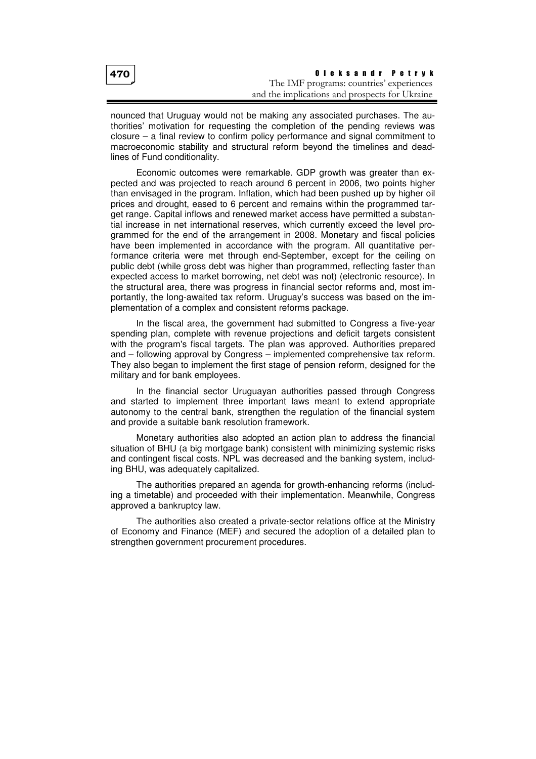nounced that Uruguay would not be making any associated purchases. The authorities' motivation for requesting the completion of the pending reviews was closure – a final review to confirm policy performance and signal commitment to macroeconomic stability and structural reform beyond the timelines and deadlines of Fund conditionality.

Economic outcomes were remarkable. GDP growth was greater than expected and was projected to reach around 6 percent in 2006, two points higher than envisaged in the program. Inflation, which had been pushed up by higher oil prices and drought, eased to 6 percent and remains within the programmed target range. Capital inflows and renewed market access have permitted a substantial increase in net international reserves, which currently exceed the level programmed for the end of the arrangement in 2008. Monetary and fiscal policies have been implemented in accordance with the program. All quantitative performance criteria were met through end-September, except for the ceiling on public debt (while gross debt was higher than programmed, reflecting faster than expected access to market borrowing, net debt was not) (electronic resource). In the structural area, there was progress in financial sector reforms and, most importantly, the long-awaited tax reform. Uruguay's success was based on the implementation of a complex and consistent reforms package.

In the fiscal area, the government had submitted to Congress a five-year spending plan, complete with revenue projections and deficit targets consistent with the program's fiscal targets. The plan was approved. Authorities prepared and – following approval by Congress – implemented comprehensive tax reform. They also began to implement the first stage of pension reform, designed for the military and for bank employees.

In the financial sector Uruguayan authorities passed through Congress and started to implement three important laws meant to extend appropriate autonomy to the central bank, strengthen the regulation of the financial system and provide a suitable bank resolution framework.

Monetary authorities also adopted an action plan to address the financial situation of BHU (a big mortgage bank) consistent with minimizing systemic risks and contingent fiscal costs. NPL was decreased and the banking system, including BHU, was adequately capitalized.

The authorities prepared an agenda for growth-enhancing reforms (including a timetable) and proceeded with their implementation. Meanwhile, Congress approved a bankruptcy law.

The authorities also created a private-sector relations office at the Ministry of Economy and Finance (MEF) and secured the adoption of a detailed plan to strengthen government procurement procedures.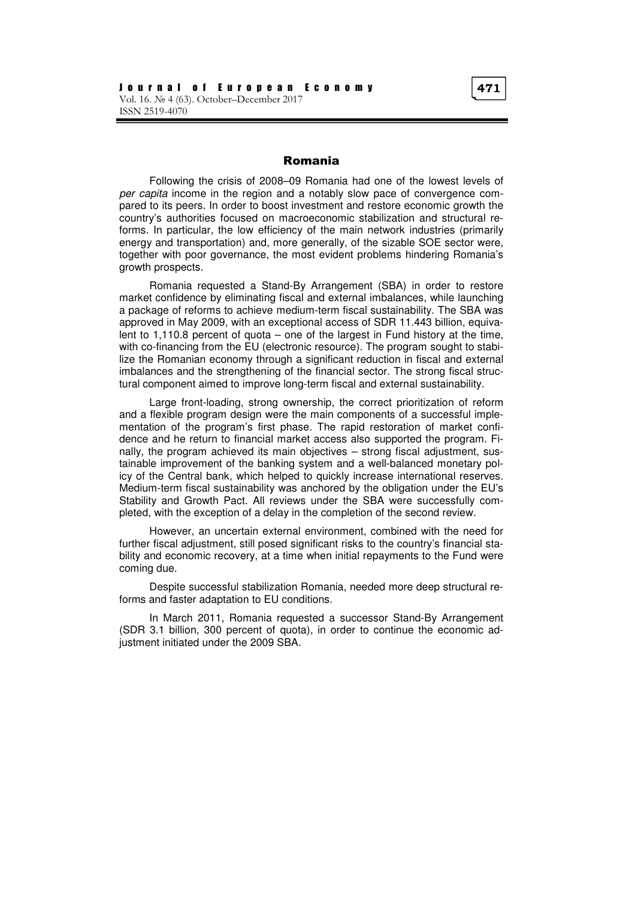## Romania

Following the crisis of 2008–09 Romania had one of the lowest levels of *per capita* income in the region and a notably slow pace of convergence compared to its peers. In order to boost investment and restore economic growth the country's authorities focused on macroeconomic stabilization and structural reforms. In particular, the low efficiency of the main network industries (primarily energy and transportation) and, more generally, of the sizable SOE sector were, together with poor governance, the most evident problems hindering Romania's growth prospects.

Romania requested a Stand-By Arrangement (SBA) in order to restore market confidence by eliminating fiscal and external imbalances, while launching a package of reforms to achieve medium-term fiscal sustainability. The SBA was approved in May 2009, with an exceptional access of SDR 11.443 billion, equivalent to 1,110.8 percent of quota – one of the largest in Fund history at the time, with co-financing from the EU (electronic resource). The program sought to stabilize the Romanian economy through a significant reduction in fiscal and external imbalances and the strengthening of the financial sector. The strong fiscal structural component aimed to improve long-term fiscal and external sustainability.

Large front-loading, strong ownership, the correct prioritization of reform and a flexible program design were the main components of a successful implementation of the program's first phase. The rapid restoration of market confidence and he return to financial market access also supported the program. Finally, the program achieved its main objectives – strong fiscal adjustment, sustainable improvement of the banking system and a well-balanced monetary policy of the Central bank, which helped to quickly increase international reserves. Medium-term fiscal sustainability was anchored by the obligation under the EU's Stability and Growth Pact. All reviews under the SBA were successfully completed, with the exception of a delay in the completion of the second review.

However, an uncertain external environment, combined with the need for further fiscal adjustment, still posed significant risks to the country's financial stability and economic recovery, at a time when initial repayments to the Fund were coming due.

Despite successful stabilization Romania, needed more deep structural reforms and faster adaptation to EU conditions.

In March 2011, Romania requested a successor Stand-By Arrangement (SDR 3.1 billion, 300 percent of quota), in order to continue the economic adjustment initiated under the 2009 SBA.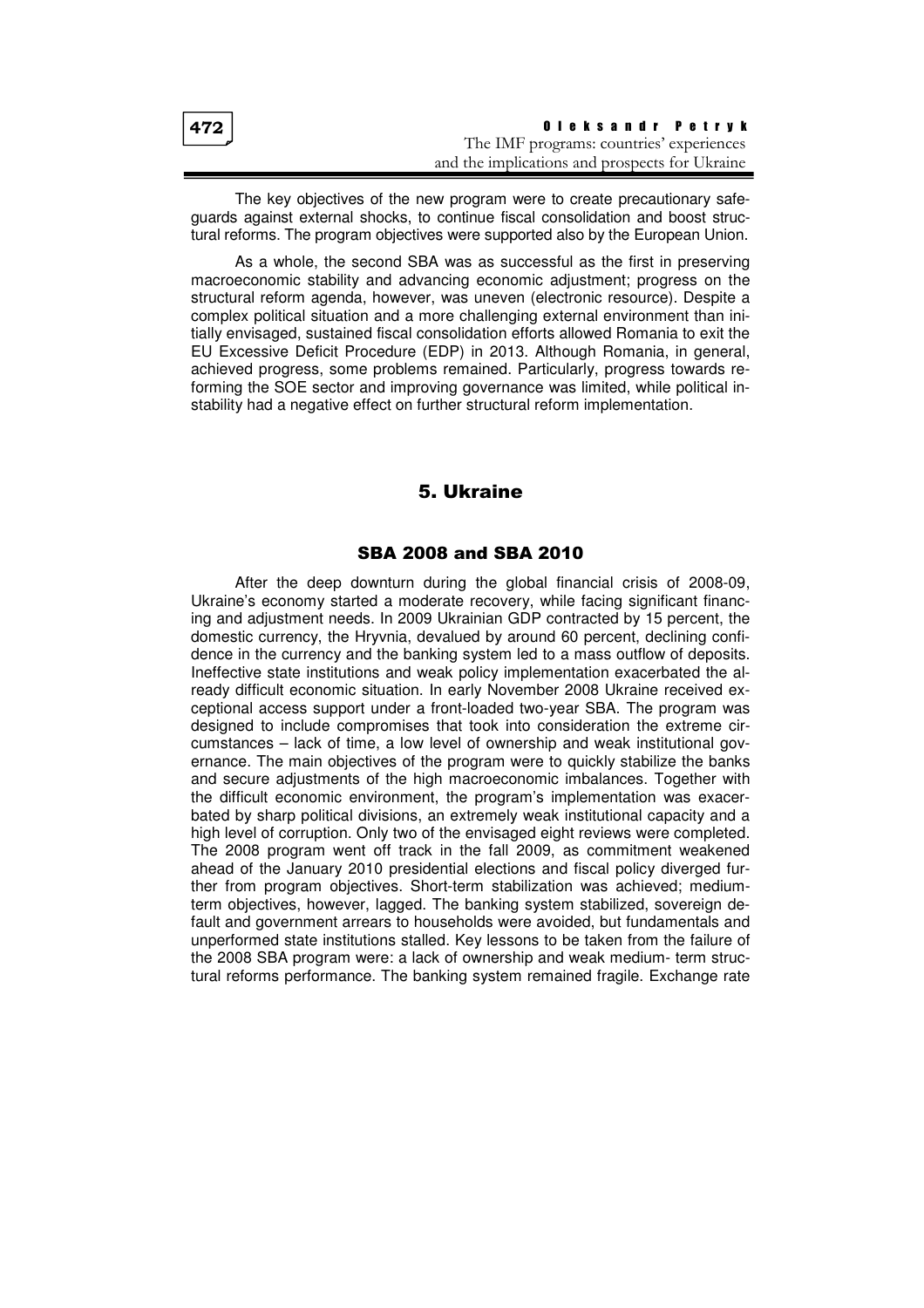The key objectives of the new program were to create precautionary safeguards against external shocks, to continue fiscal consolidation and boost structural reforms. The program objectives were supported also by the European Union.

As a whole, the second SBA was as successful as the first in preserving macroeconomic stability and advancing economic adjustment; progress on the structural reform agenda, however, was uneven (electronic resource). Despite a complex political situation and a more challenging external environment than initially envisaged, sustained fiscal consolidation efforts allowed Romania to exit the EU Excessive Deficit Procedure (EDP) in 2013. Although Romania, in general, achieved progress, some problems remained. Particularly, progress towards reforming the SOE sector and improving governance was limited, while political instability had a negative effect on further structural reform implementation.

## 5. Ukraine

### SBA 2008 and SBA 2010

After the deep downturn during the global financial crisis of 2008-09, Ukraine's economy started a moderate recovery, while facing significant financing and adjustment needs. In 2009 Ukrainian GDP contracted by 15 percent, the domestic currency, the Hryvnia, devalued by around 60 percent, declining confidence in the currency and the banking system led to a mass outflow of deposits. Ineffective state institutions and weak policy implementation exacerbated the already difficult economic situation. In early November 2008 Ukraine received exceptional access support under a front-loaded two-year SBA. The program was designed to include compromises that took into consideration the extreme circumstances – lack of time, a low level of ownership and weak institutional governance. The main objectives of the program were to quickly stabilize the banks and secure adjustments of the high macroeconomic imbalances. Together with the difficult economic environment, the program's implementation was exacerbated by sharp political divisions, an extremely weak institutional capacity and a high level of corruption. Only two of the envisaged eight reviews were completed. The 2008 program went off track in the fall 2009, as commitment weakened ahead of the January 2010 presidential elections and fiscal policy diverged further from program objectives. Short-term stabilization was achieved; medium-term objectives, however, lagged. The banking system stabilized, sovereign default and government arrears to households were avoided, but fundamentals and unperformed state institutions stalled. Key lessons to be taken from the failure of the 2008 SBA program were: a lack of ownership and weak medium- term structural reforms performance. The banking system remained fragile. Exchange rate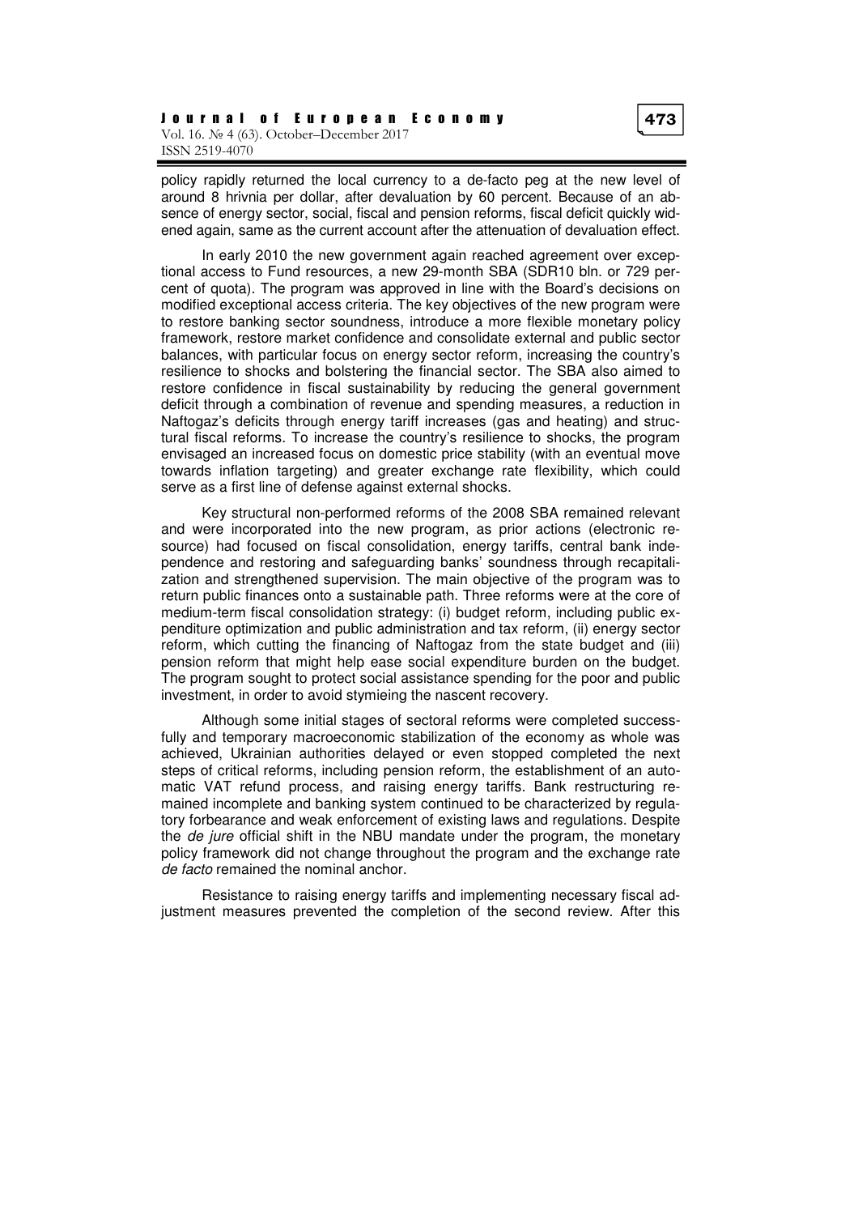policy rapidly returned the local currency to a de-facto peg at the new level of around 8 hrivnia per dollar, after devaluation by 60 percent. Because of an absence of energy sector, social, fiscal and pension reforms, fiscal deficit quickly widened again, same as the current account after the attenuation of devaluation effect.

In early 2010 the new government again reached agreement over exceptional access to Fund resources, a new 29-month SBA (SDR10 bln. or 729 percent of quota). The program was approved in line with the Board's decisions on modified exceptional access criteria. The key objectives of the new program were to restore banking sector soundness, introduce a more flexible monetary policy framework, restore market confidence and consolidate external and public sector balances, with particular focus on energy sector reform, increasing the country's resilience to shocks and bolstering the financial sector. The SBA also aimed to restore confidence in fiscal sustainability by reducing the general government deficit through a combination of revenue and spending measures, a reduction in Naftogaz's deficits through energy tariff increases (gas and heating) and structural fiscal reforms. To increase the country's resilience to shocks, the program envisaged an increased focus on domestic price stability (with an eventual move towards inflation targeting) and greater exchange rate flexibility, which could serve as a first line of defense against external shocks.

Key structural non-performed reforms of the 2008 SBA remained relevant and were incorporated into the new program, as prior actions (electronic resource) had focused on fiscal consolidation, energy tariffs, central bank independence and restoring and safeguarding banks' soundness through recapitalization and strengthened supervision. The main objective of the program was to return public finances onto a sustainable path. Three reforms were at the core of medium-term fiscal consolidation strategy: (i) budget reform, including public expenditure optimization and public administration and tax reform, (ii) energy sector reform, which cutting the financing of Naftogaz from the state budget and (iii) pension reform that might help ease social expenditure burden on the budget. The program sought to protect social assistance spending for the poor and public investment, in order to avoid stymieing the nascent recovery.

Although some initial stages of sectoral reforms were completed successfully and temporary macroeconomic stabilization of the economy as whole was achieved, Ukrainian authorities delayed or even stopped completed the next steps of critical reforms, including pension reform, the establishment of an automatic VAT refund process, and raising energy tariffs. Bank restructuring remained incomplete and banking system continued to be characterized by regulatory forbearance and weak enforcement of existing laws and regulations. Despite the *de jure* official shift in the NBU mandate under the program, the monetary policy framework did not change throughout the program and the exchange rate *de facto* remained the nominal anchor.

Resistance to raising energy tariffs and implementing necessary fiscal adjustment measures prevented the completion of the second review. After this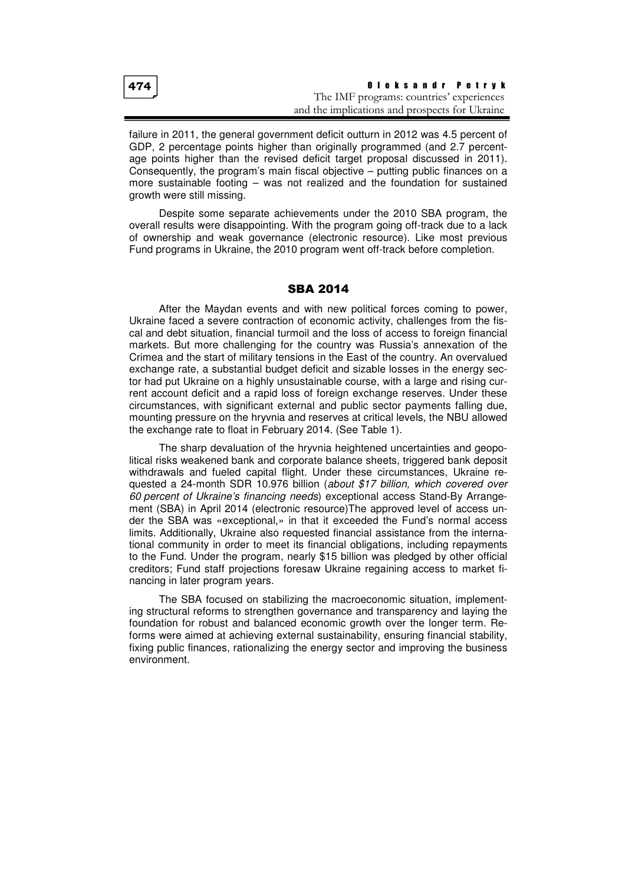failure in 2011, the general government deficit outturn in 2012 was 4.5 percent of GDP, 2 percentage points higher than originally programmed (and 2.7 percentage points higher than the revised deficit target proposal discussed in 2011). Consequently, the program's main fiscal objective – putting public finances on a more sustainable footing – was not realized and the foundation for sustained growth were still missing.

Despite some separate achievements under the 2010 SBA program, the overall results were disappointing. With the program going off-track due to a lack of ownership and weak governance (electronic resource). Like most previous Fund programs in Ukraine, the 2010 program went off-track before completion.

## SBA 2014

After the Maydan events and with new political forces coming to power, Ukraine faced a severe contraction of economic activity, challenges from the fiscal and debt situation, financial turmoil and the loss of access to foreign financial markets. But more challenging for the country was Russia's annexation of the Crimea and the start of military tensions in the East of the country. An overvalued exchange rate, a substantial budget deficit and sizable losses in the energy sector had put Ukraine on a highly unsustainable course, with a large and rising current account deficit and a rapid loss of foreign exchange reserves. Under these circumstances, with significant external and public sector payments falling due, mounting pressure on the hryvnia and reserves at critical levels, the NBU allowed the exchange rate to float in February 2014. (See Table 1).

The sharp devaluation of the hryvnia heightened uncertainties and geopolitical risks weakened bank and corporate balance sheets, triggered bank deposit withdrawals and fueled capital flight. Under these circumstances, Ukraine requested a 24-month SDR 10.976 billion (*about $17 billion, which covered over 60 percent of Ukraine's financing needs*) exceptional access Stand-By Arrangement (SBA) in April 2014 (electronic resource)The approved level of access under the SBA was «exceptional,» in that it exceeded the Fund's normal access limits. Additionally, Ukraine also requested financial assistance from the international community in order to meet its financial obligations, including repayments to the Fund. Under the program, nearly $15 billion was pledged by other official creditors; Fund staff projections foresaw Ukraine regaining access to market financing in later program years.

The SBA focused on stabilizing the macroeconomic situation, implementing structural reforms to strengthen governance and transparency and laying the foundation for robust and balanced economic growth over the longer term. Reforms were aimed at achieving external sustainability, ensuring financial stability, fixing public finances, rationalizing the energy sector and improving the business environment.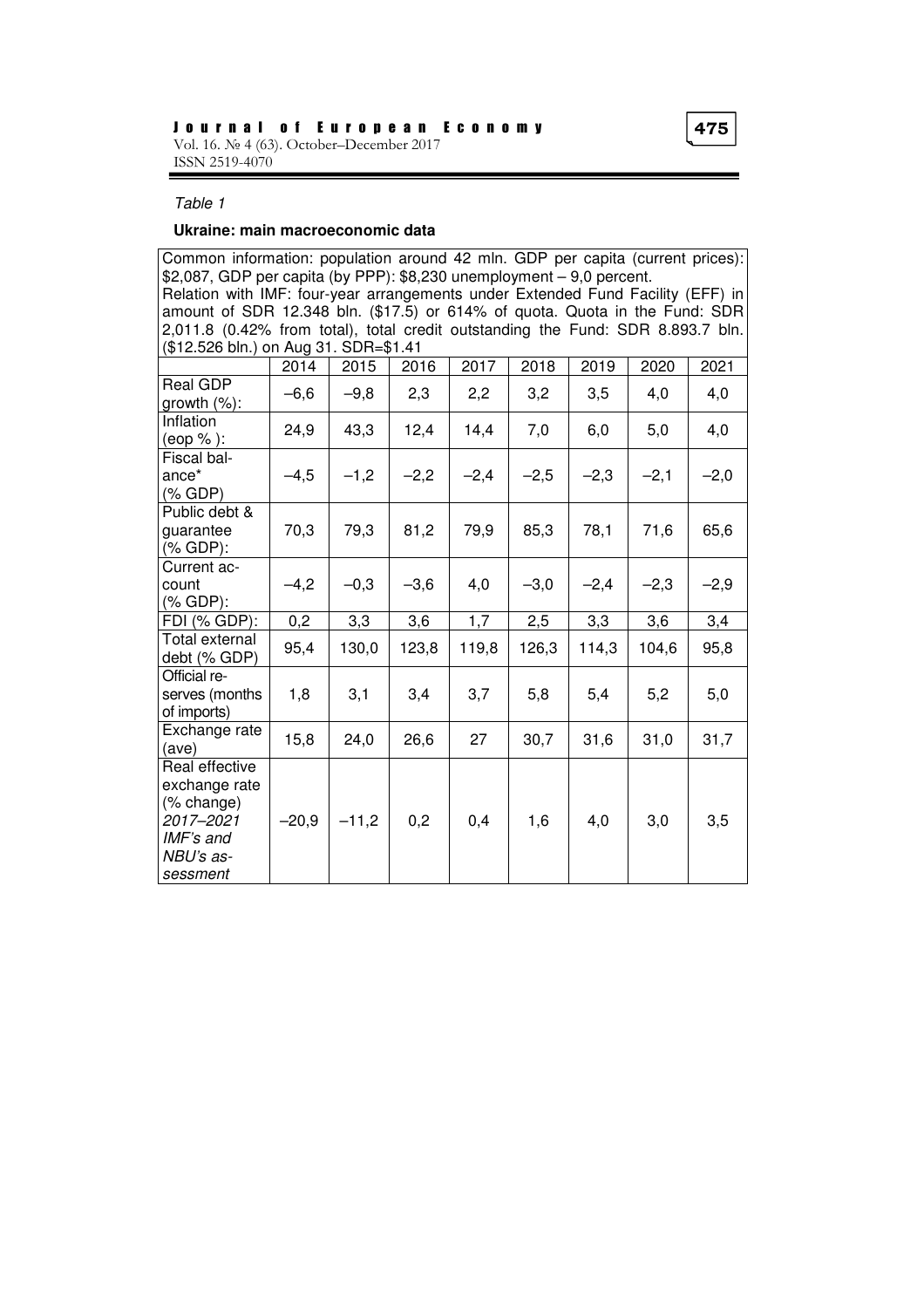*Table 1*

**Ukraine: main macroeconomic data**

| Common information: population around 42 mln. GDP per capita (current prices): $2,087, GDP per capita (by PPP): $8,230 unemployment – 9,0 percent.<br>Relation with IMF: four-year arrangements under Extended Fund Facility (EFF) in amount of SDR 12.348 bln. ($17.5) or 614% of quota. Quota in the Fund: SDR 2,011.8 (0.42% from total), total credit outstanding the Fund: SDR 8.893.7 bln. ($12.526 bln.) on Aug 31. SDR=$1.41 | | | | | | | | |
|---|---|---|---|---|---|---|---|---|
| | 2014 | 2015 | 2016 | 2017 | 2018 | 2019 | 2020 | 2021 |
| Real GDP growth (%): | –6,6 | –9,8 | 2,3 | 2,2 | 3,2 | 3,5 | 4,0 | 4,0 |
| Inflation (eop % ): | 24,9 | 43,3 | 12,4 | 14,4 | 7,0 | 6,0 | 5,0 | 4,0 |
| Fiscal balance* (% GDP) | –4,5 | –1,2 | –2,2 | –2,4 | –2,5 | –2,3 | –2,1 | –2,0 |
| Public debt & guarantee (% GDP): | 70,3 | 79,3 | 81,2 | 79,9 | 85,3 | 78,1 | 71,6 | 65,6 |
| Current account (% GDP): | –4,2 | –0,3 | –3,6 | 4,0 | –3,0 | –2,4 | –2,3 | –2,9 |
| FDI (% GDP): | 0,2 | 3,3 | 3,6 | 1,7 | 2,5 | 3,3 | 3,6 | 3,4 |
| Total external debt (% GDP) | 95,4 | 130,0 | 123,8 | 119,8 | 126,3 | 114,3 | 104,6 | 95,8 |
| Official reserves (months of imports) | 1,8 | 3,1 | 3,4 | 3,7 | 5,8 | 5,4 | 5,2 | 5,0 |
| Exchange rate (ave) | 15,8 | 24,0 | 26,6 | 27 | 30,7 | 31,6 | 31,0 | 31,7 |
| Real effective exchange rate (% change) *2017–2021 IMF's and NBU's assessment* | –20,9 | –11,2 | 0,2 | 0,4 | 1,6 | 4,0 | 3,0 | 3,5 |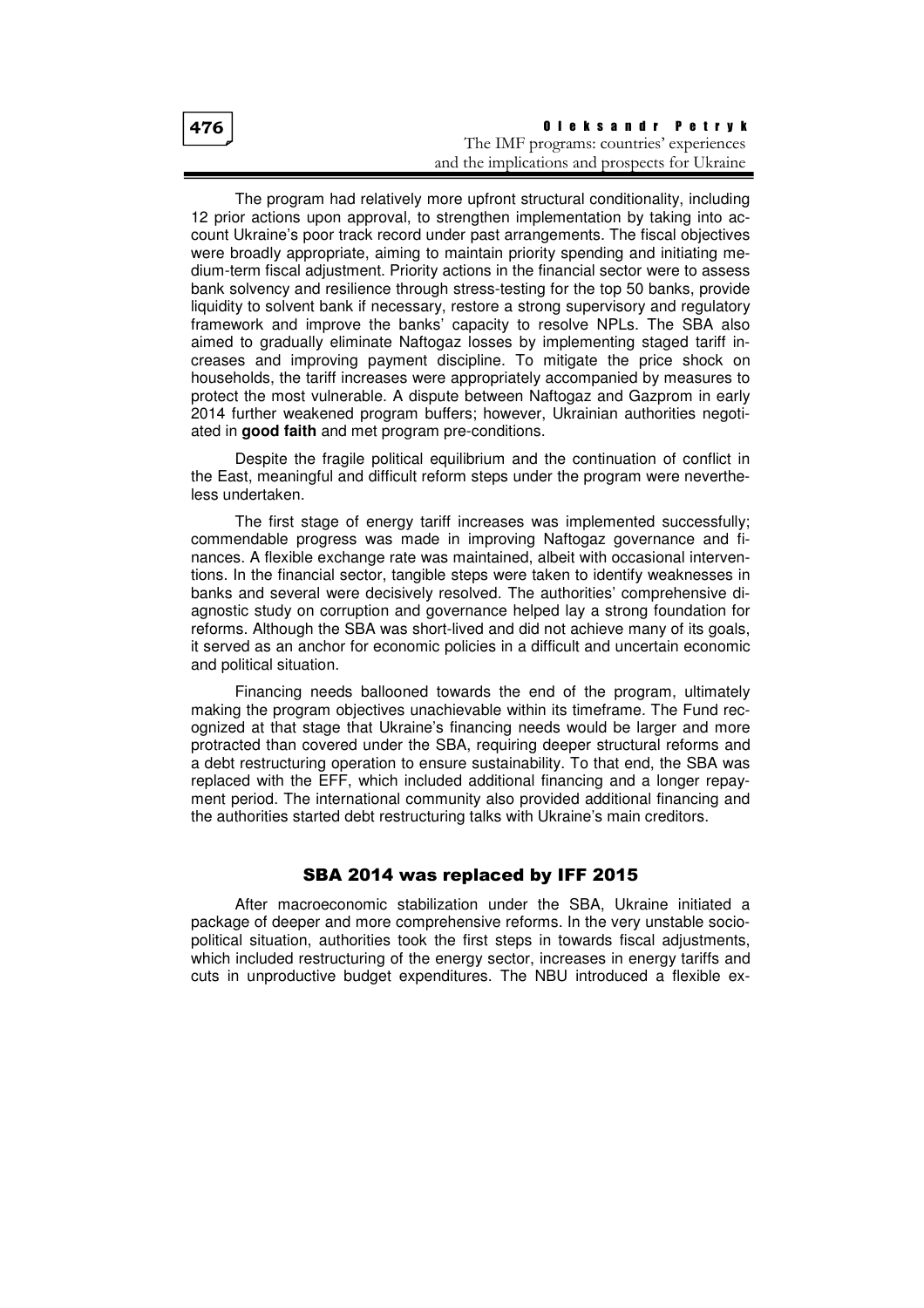The program had relatively more upfront structural conditionality, including 12 prior actions upon approval, to strengthen implementation by taking into account Ukraine's poor track record under past arrangements. The fiscal objectives were broadly appropriate, aiming to maintain priority spending and initiating medium-term fiscal adjustment. Priority actions in the financial sector were to assess bank solvency and resilience through stress-testing for the top 50 banks, provide liquidity to solvent bank if necessary, restore a strong supervisory and regulatory framework and improve the banks' capacity to resolve NPLs. The SBA also aimed to gradually eliminate Naftogaz losses by implementing staged tariff increases and improving payment discipline. To mitigate the price shock on households, the tariff increases were appropriately accompanied by measures to protect the most vulnerable. A dispute between Naftogaz and Gazprom in early 2014 further weakened program buffers; however, Ukrainian authorities negotiated in **good faith** and met program pre-conditions.

Despite the fragile political equilibrium and the continuation of conflict in the East, meaningful and difficult reform steps under the program were nevertheless undertaken.

The first stage of energy tariff increases was implemented successfully; commendable progress was made in improving Naftogaz governance and finances. A flexible exchange rate was maintained, albeit with occasional interventions. In the financial sector, tangible steps were taken to identify weaknesses in banks and several were decisively resolved. The authorities' comprehensive diagnostic study on corruption and governance helped lay a strong foundation for reforms. Although the SBA was short-lived and did not achieve many of its goals, it served as an anchor for economic policies in a difficult and uncertain economic and political situation.

Financing needs ballooned towards the end of the program, ultimately making the program objectives unachievable within its timeframe. The Fund recognized at that stage that Ukraine's financing needs would be larger and more protracted than covered under the SBA, requiring deeper structural reforms and a debt restructuring operation to ensure sustainability. To that end, the SBA was replaced with the EFF, which included additional financing and a longer repayment period. The international community also provided additional financing and the authorities started debt restructuring talks with Ukraine's main creditors.

## SBA 2014 was replaced by IFF 2015

After macroeconomic stabilization under the SBA, Ukraine initiated a package of deeper and more comprehensive reforms. In the very unstable socio-political situation, authorities took the first steps in towards fiscal adjustments, which included restructuring of the energy sector, increases in energy tariffs and cuts in unproductive budget expenditures. The NBU introduced a flexible ex-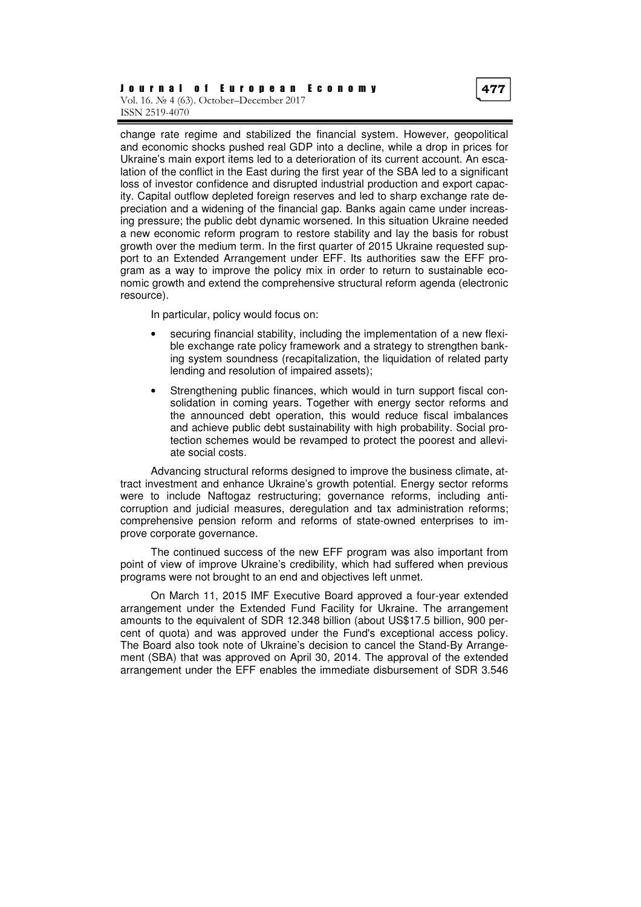change rate regime and stabilized the financial system. However, geopolitical and economic shocks pushed real GDP into a decline, while a drop in prices for Ukraine's main export items led to a deterioration of its current account. An escalation of the conflict in the East during the first year of the SBA led to a significant loss of investor confidence and disrupted industrial production and export capacity. Capital outflow depleted foreign reserves and led to sharp exchange rate depreciation and a widening of the financial gap. Banks again came under increasing pressure; the public debt dynamic worsened. In this situation Ukraine needed a new economic reform program to restore stability and lay the basis for robust growth over the medium term. In the first quarter of 2015 Ukraine requested support to an Extended Arrangement under EFF. Its authorities saw the EFF program as a way to improve the policy mix in order to return to sustainable economic growth and extend the comprehensive structural reform agenda (electronic resource).

In particular, policy would focus on:

- securing financial stability, including the implementation of a new flexible exchange rate policy framework and a strategy to strengthen banking system soundness (recapitalization, the liquidation of related party lending and resolution of impaired assets);
- Strengthening public finances, which would in turn support fiscal consolidation in coming years. Together with energy sector reforms and the announced debt operation, this would reduce fiscal imbalances and achieve public debt sustainability with high probability. Social protection schemes would be revamped to protect the poorest and alleviate social costs.

Advancing structural reforms designed to improve the business climate, attract investment and enhance Ukraine's growth potential. Energy sector reforms were to include Naftogaz restructuring; governance reforms, including anti-corruption and judicial measures, deregulation and tax administration reforms; comprehensive pension reform and reforms of state-owned enterprises to improve corporate governance.

The continued success of the new EFF program was also important from point of view of improve Ukraine's credibility, which had suffered when previous programs were not brought to an end and objectives left unmet.

On March 11, 2015 IMF Executive Board approved a four-year extended arrangement under the Extended Fund Facility for Ukraine. The arrangement amounts to the equivalent of SDR 12.348 billion (about US$17.5 billion, 900 percent of quota) and was approved under the Fund's exceptional access policy. The Board also took note of Ukraine's decision to cancel the Stand-By Arrangement (SBA) that was approved on April 30, 2014. The approval of the extended arrangement under the EFF enables the immediate disbursement of SDR 3.546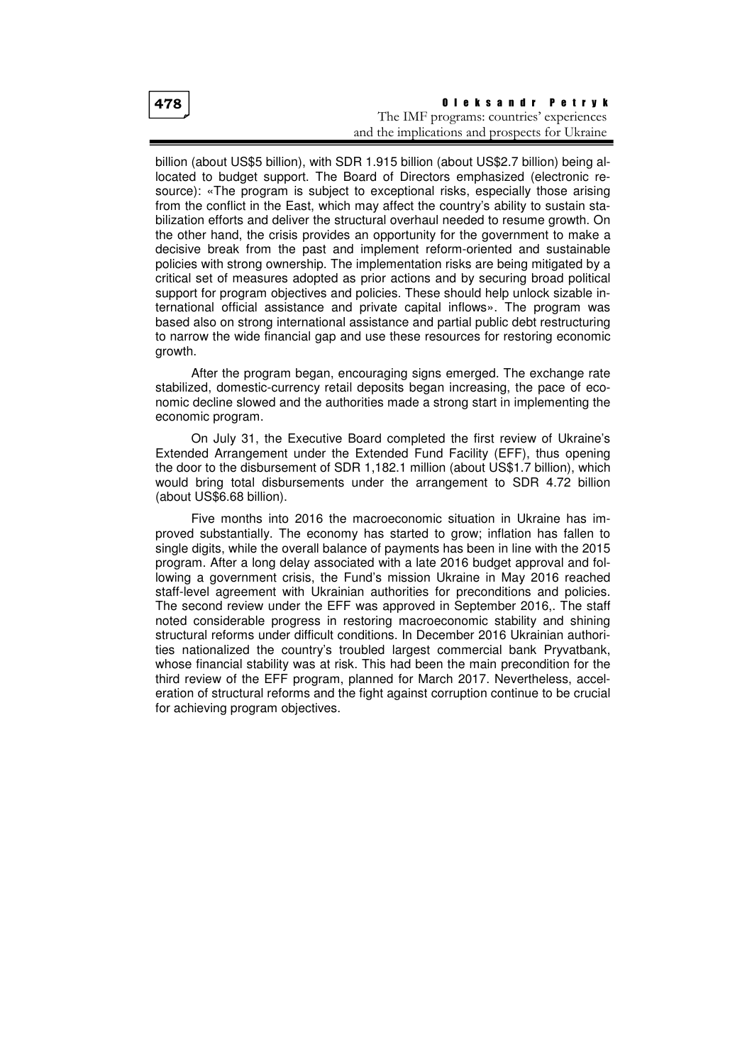billion (about US$5 billion), with SDR 1.915 billion (about US$2.7 billion) being allocated to budget support. The Board of Directors emphasized (electronic resource): «The program is subject to exceptional risks, especially those arising from the conflict in the East, which may affect the country's ability to sustain stabilization efforts and deliver the structural overhaul needed to resume growth. On the other hand, the crisis provides an opportunity for the government to make a decisive break from the past and implement reform-oriented and sustainable policies with strong ownership. The implementation risks are being mitigated by a critical set of measures adopted as prior actions and by securing broad political support for program objectives and policies. These should help unlock sizable international official assistance and private capital inflows». The program was based also on strong international assistance and partial public debt restructuring to narrow the wide financial gap and use these resources for restoring economic growth.

After the program began, encouraging signs emerged. The exchange rate stabilized, domestic-currency retail deposits began increasing, the pace of economic decline slowed and the authorities made a strong start in implementing the economic program.

On July 31, the Executive Board completed the first review of Ukraine's Extended Arrangement under the Extended Fund Facility (EFF), thus opening the door to the disbursement of SDR 1,182.1 million (about US$1.7 billion), which would bring total disbursements under the arrangement to SDR 4.72 billion (about US$6.68 billion).

Five months into 2016 the macroeconomic situation in Ukraine has improved substantially. The economy has started to grow; inflation has fallen to single digits, while the overall balance of payments has been in line with the 2015 program. After a long delay associated with a late 2016 budget approval and following a government crisis, the Fund's mission Ukraine in May 2016 reached staff-level agreement with Ukrainian authorities for preconditions and policies. The second review under the EFF was approved in September 2016,. The staff noted considerable progress in restoring macroeconomic stability and shining structural reforms under difficult conditions. In December 2016 Ukrainian authorities nationalized the country's troubled largest commercial bank Pryvatbank, whose financial stability was at risk. This had been the main precondition for the third review of the EFF program, planned for March 2017. Nevertheless, acceleration of structural reforms and the fight against corruption continue to be crucial for achieving program objectives.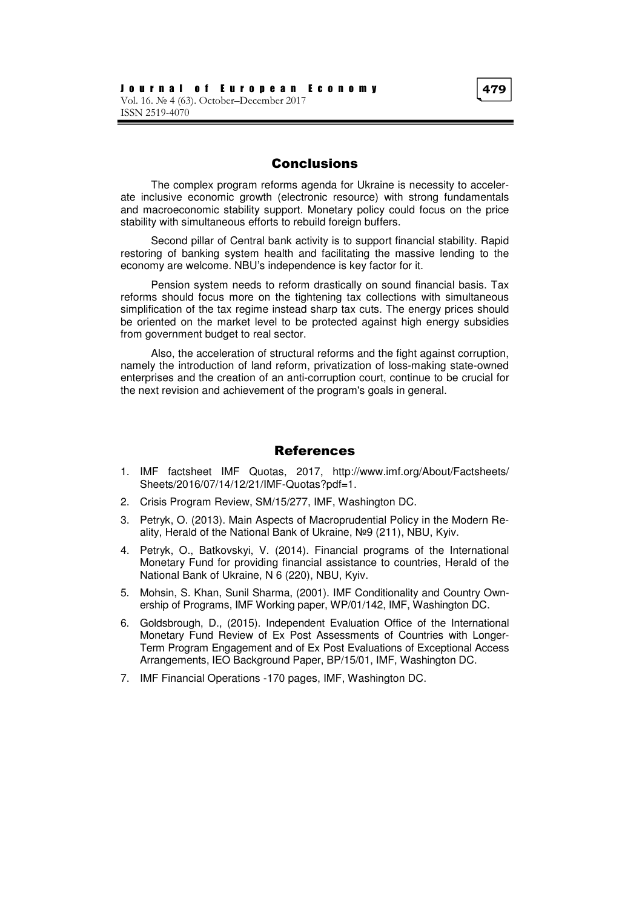## Conclusions

The complex program reforms agenda for Ukraine is necessity to accelerate inclusive economic growth (electronic resource) with strong fundamentals and macroeconomic stability support. Monetary policy could focus on the price stability with simultaneous efforts to rebuild foreign buffers.

Second pillar of Central bank activity is to support financial stability. Rapid restoring of banking system health and facilitating the massive lending to the economy are welcome. NBU's independence is key factor for it.

Pension system needs to reform drastically on sound financial basis. Tax reforms should focus more on the tightening tax collections with simultaneous simplification of the tax regime instead sharp tax cuts. The energy prices should be oriented on the market level to be protected against high energy subsidies from government budget to real sector.

Also, the acceleration of structural reforms and the fight against corruption, namely the introduction of land reform, privatization of loss-making state-owned enterprises and the creation of an anti-corruption court, continue to be crucial for the next revision and achievement of the program's goals in general.

## References

1. IMF factsheet IMF Quotas, 2017, http://www.imf.org/About/Factsheets/Sheets/2016/07/14/12/21/IMF-Quotas?pdf=1.
2. Crisis Program Review, SM/15/277, IMF, Washington DC.
3. Petryk, O. (2013). Main Aspects of Macroprudential Policy in the Modern Reality, Herald of the National Bank of Ukraine, №9 (211), NBU, Kyiv.
4. Petryk, O., Batkovskyi, V. (2014). Financial programs of the International Monetary Fund for providing financial assistance to countries, Herald of the National Bank of Ukraine, N 6 (220), NBU, Kyiv.
5. Mohsin, S. Khan, Sunil Sharma, (2001). IMF Conditionality and Country Ownership of Programs, IMF Working paper, WP/01/142, IMF, Washington DC.
6. Goldsbrough, D., (2015). Independent Evaluation Office of the International Monetary Fund Review of Ex Post Assessments of Countries with Longer-Term Program Engagement and of Ex Post Evaluations of Exceptional Access Arrangements, IEO Background Paper, BP/15/01, IMF, Washington DC.
7. IMF Financial Operations -170 pages, IMF, Washington DC.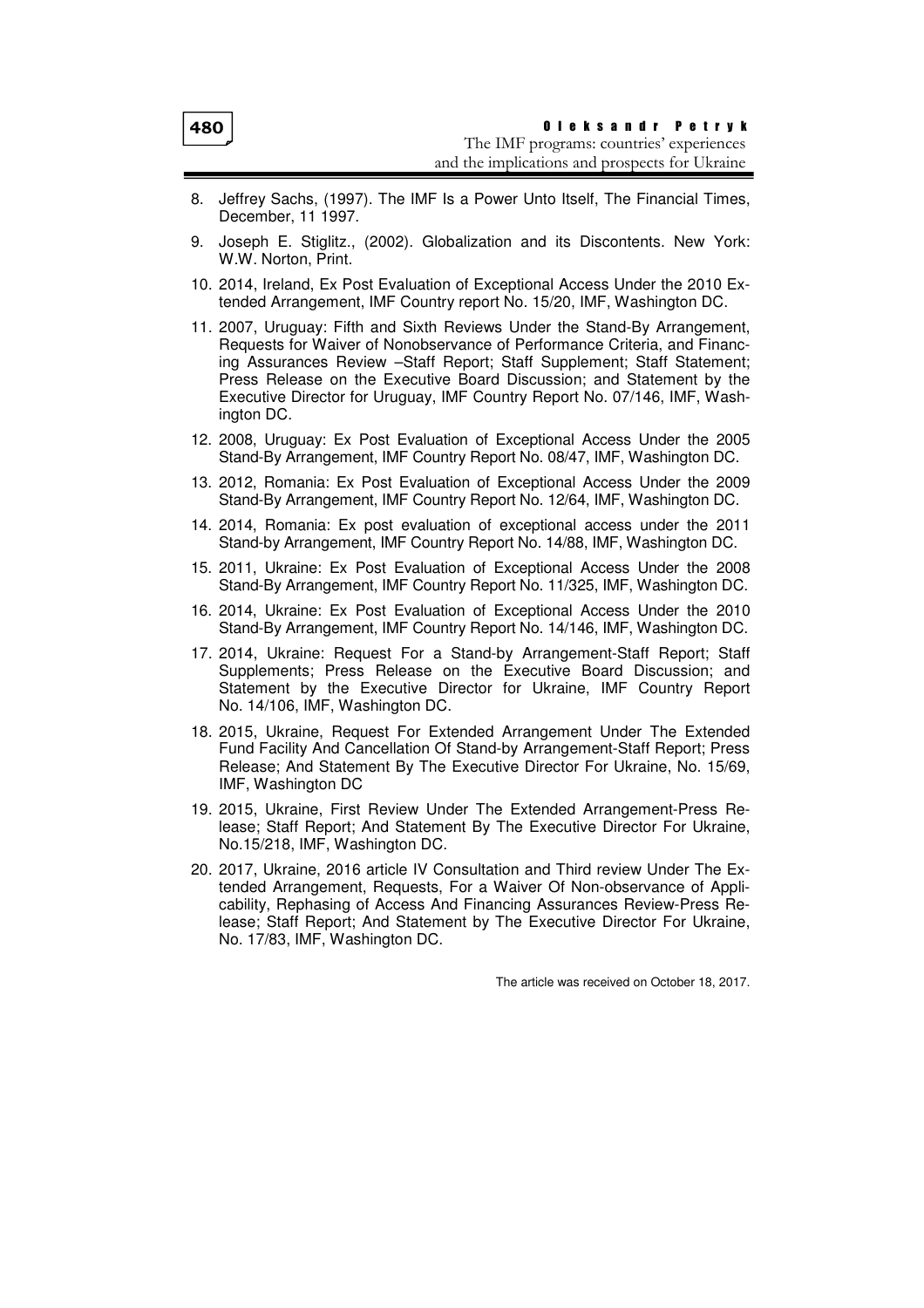8. Jeffrey Sachs, (1997). The IMF Is a Power Unto Itself, The Financial Times, December, 11 1997.
9. Joseph E. Stiglitz., (2002). Globalization and its Discontents. New York: W.W. Norton, Print.
10. 2014, Ireland, Ex Post Evaluation of Exceptional Access Under the 2010 Extended Arrangement, IMF Country report No. 15/20, IMF, Washington DC.
11. 2007, Uruguay: Fifth and Sixth Reviews Under the Stand-By Arrangement, Requests for Waiver of Nonobservance of Performance Criteria, and Financing Assurances Review –Staff Report; Staff Supplement; Staff Statement; Press Release on the Executive Board Discussion; and Statement by the Executive Director for Uruguay, IMF Country Report No. 07/146, IMF, Washington DC.
12. 2008, Uruguay: Ex Post Evaluation of Exceptional Access Under the 2005 Stand-By Arrangement, IMF Country Report No. 08/47, IMF, Washington DC.
13. 2012, Romania: Ex Post Evaluation of Exceptional Access Under the 2009 Stand-By Arrangement, IMF Country Report No. 12/64, IMF, Washington DC.
14. 2014, Romania: Ex post evaluation of exceptional access under the 2011 Stand-by Arrangement, IMF Country Report No. 14/88, IMF, Washington DC.
15. 2011, Ukraine: Ex Post Evaluation of Exceptional Access Under the 2008 Stand-By Arrangement, IMF Country Report No. 11/325, IMF, Washington DC.
16. 2014, Ukraine: Ex Post Evaluation of Exceptional Access Under the 2010 Stand-By Arrangement, IMF Country Report No. 14/146, IMF, Washington DC.
17. 2014, Ukraine: Request For a Stand-by Arrangement-Staff Report; Staff Supplements; Press Release on the Executive Board Discussion; and Statement by the Executive Director for Ukraine, IMF Country Report No. 14/106, IMF, Washington DC.
18. 2015, Ukraine, Request For Extended Arrangement Under The Extended Fund Facility And Cancellation Of Stand-by Arrangement-Staff Report; Press Release; And Statement By The Executive Director For Ukraine, No. 15/69, IMF, Washington DC
19. 2015, Ukraine, First Review Under The Extended Arrangement-Press Release; Staff Report; And Statement By The Executive Director For Ukraine, No.15/218, IMF, Washington DC.
20. 2017, Ukraine, 2016 article IV Consultation and Third review Under The Extended Arrangement, Requests, For a Waiver Of Non-observance of Applicability, Rephasing of Access And Financing Assurances Review-Press Release; Staff Report; And Statement by The Executive Director For Ukraine, No. 17/83, IMF, Washington DC.

The article was received on October 18, 2017.